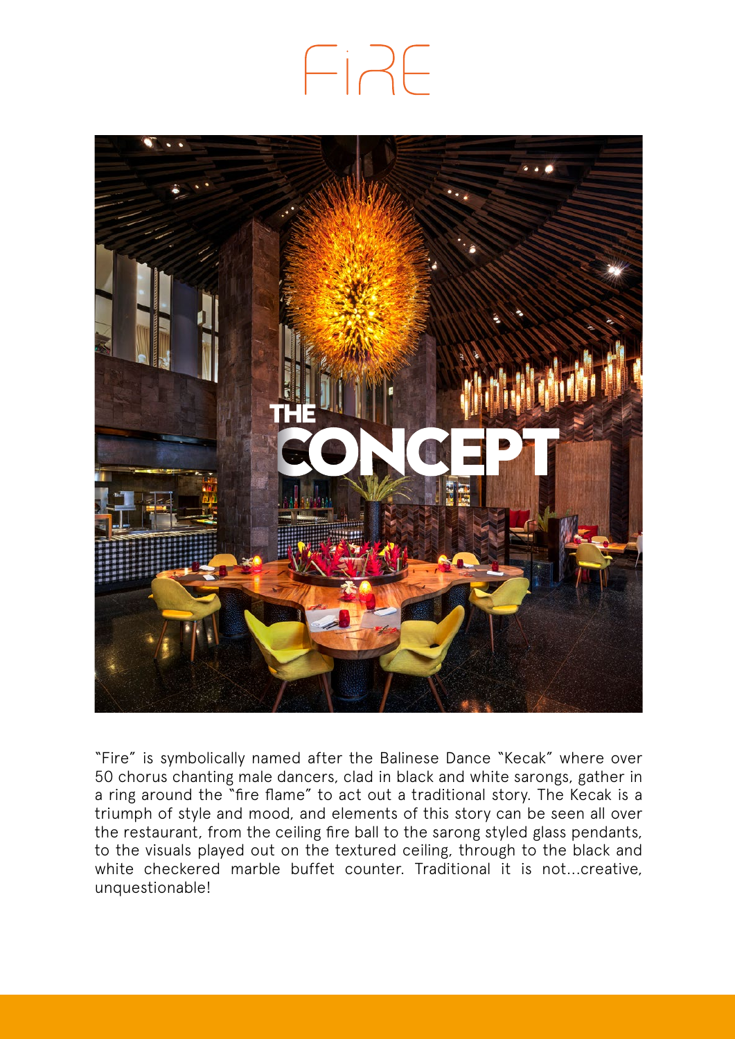# FiRE

## THE CONCEPT

"Fire" is symbolically named after the Balinese Dance "Kecak" where over 50 chorus chanting male dancers, clad in black and white sarongs, gather in a ring around the "fire flame" to act out a traditional story. The Kecak is a triumph of style and mood, and elements of this story can be seen all over the restaurant, from the ceiling fire ball to the sarong styled glass pendants, to the visuals played out on the textured ceiling, through to the black and white checkered marble buffet counter. Traditional it is not...creative, unquestionable!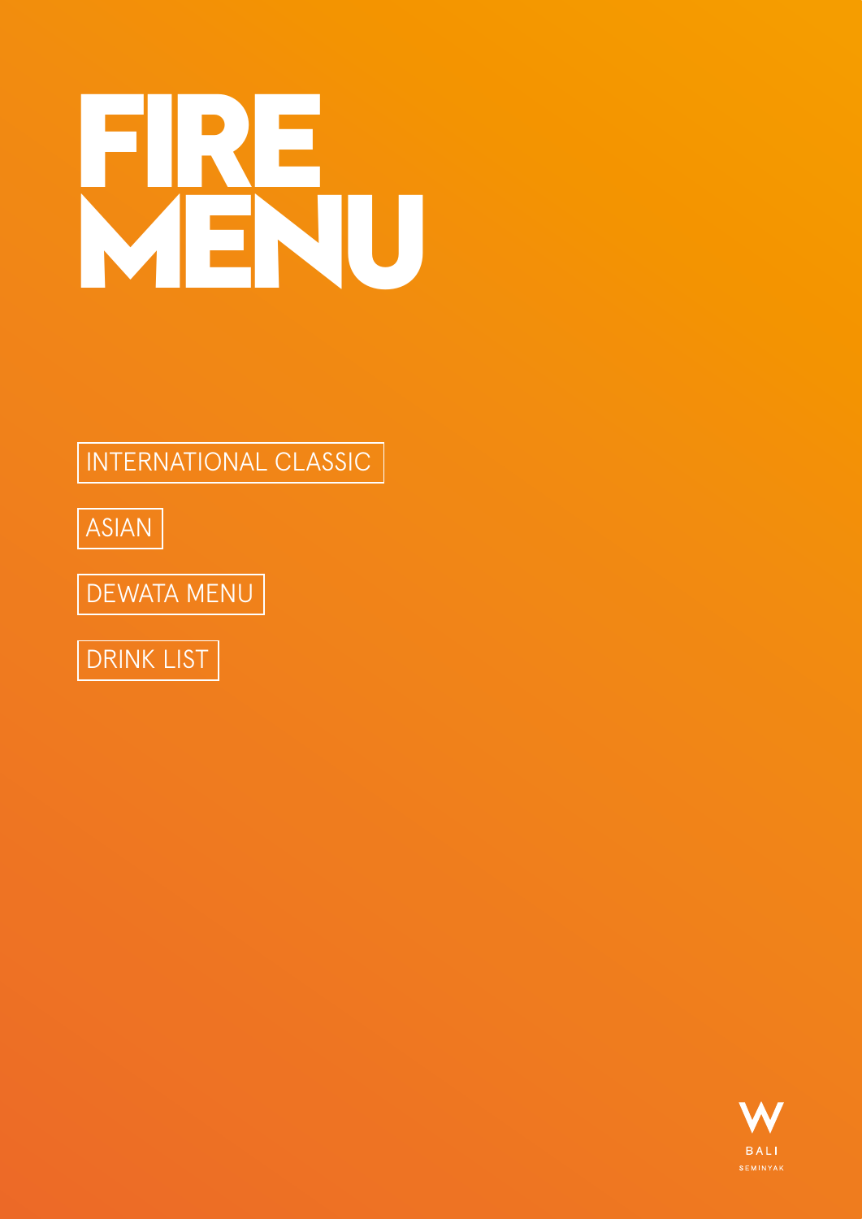# FIRE MENU

INTERNATIONAL CLASSIC

ASIAN

DEWATA MENU

DRINK LIST

W BALI SEMINYAK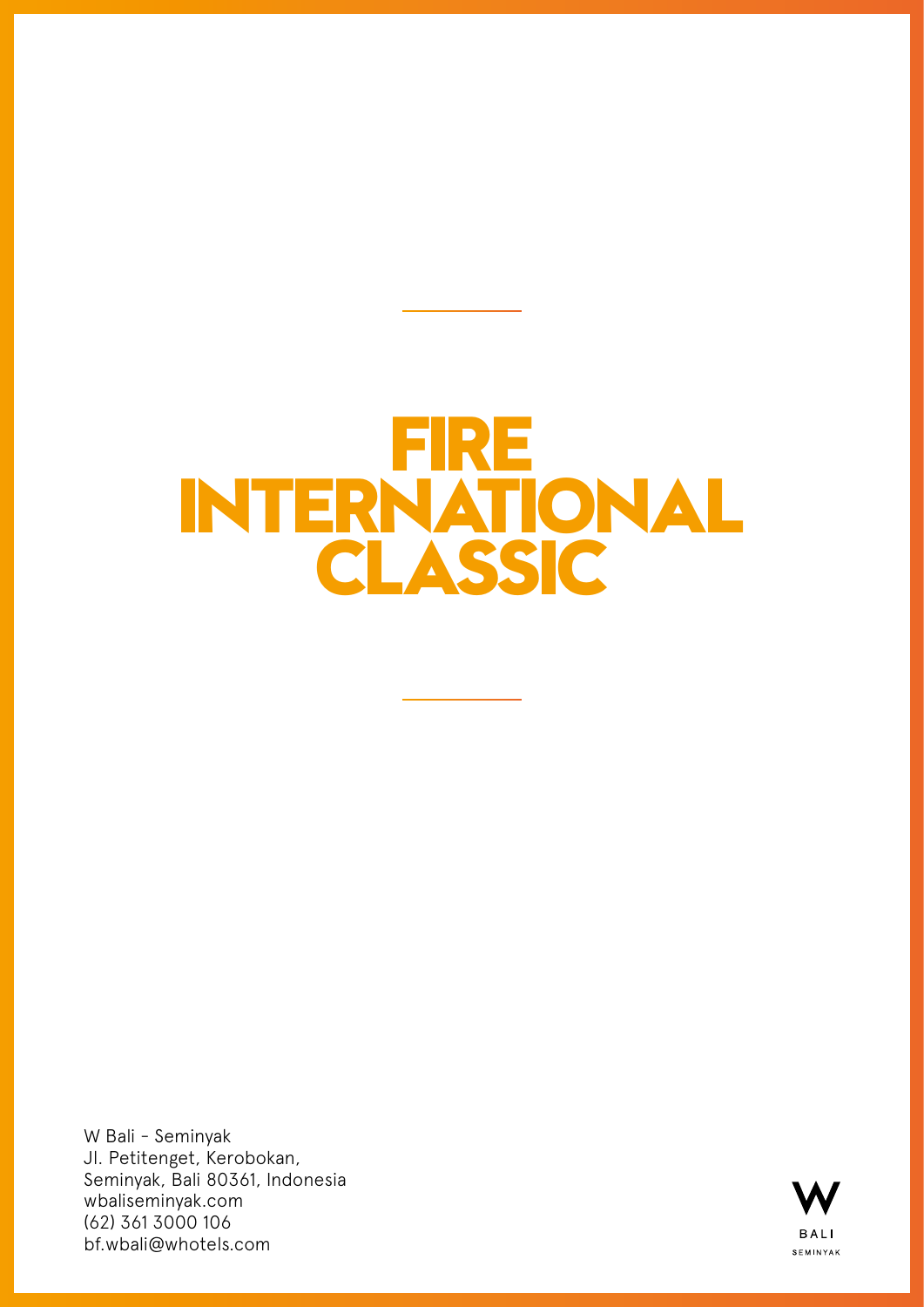# FIRE INTERNATIONAL CLASSIC

W Bali - Seminyak
Jl. Petitenget, Kerobokan,
Seminyak, Bali 80361, Indonesia
wbaliseminyak.com
(62) 361 3000 106
bf.wbali@whotels.com

W
BALI
SEMINYAK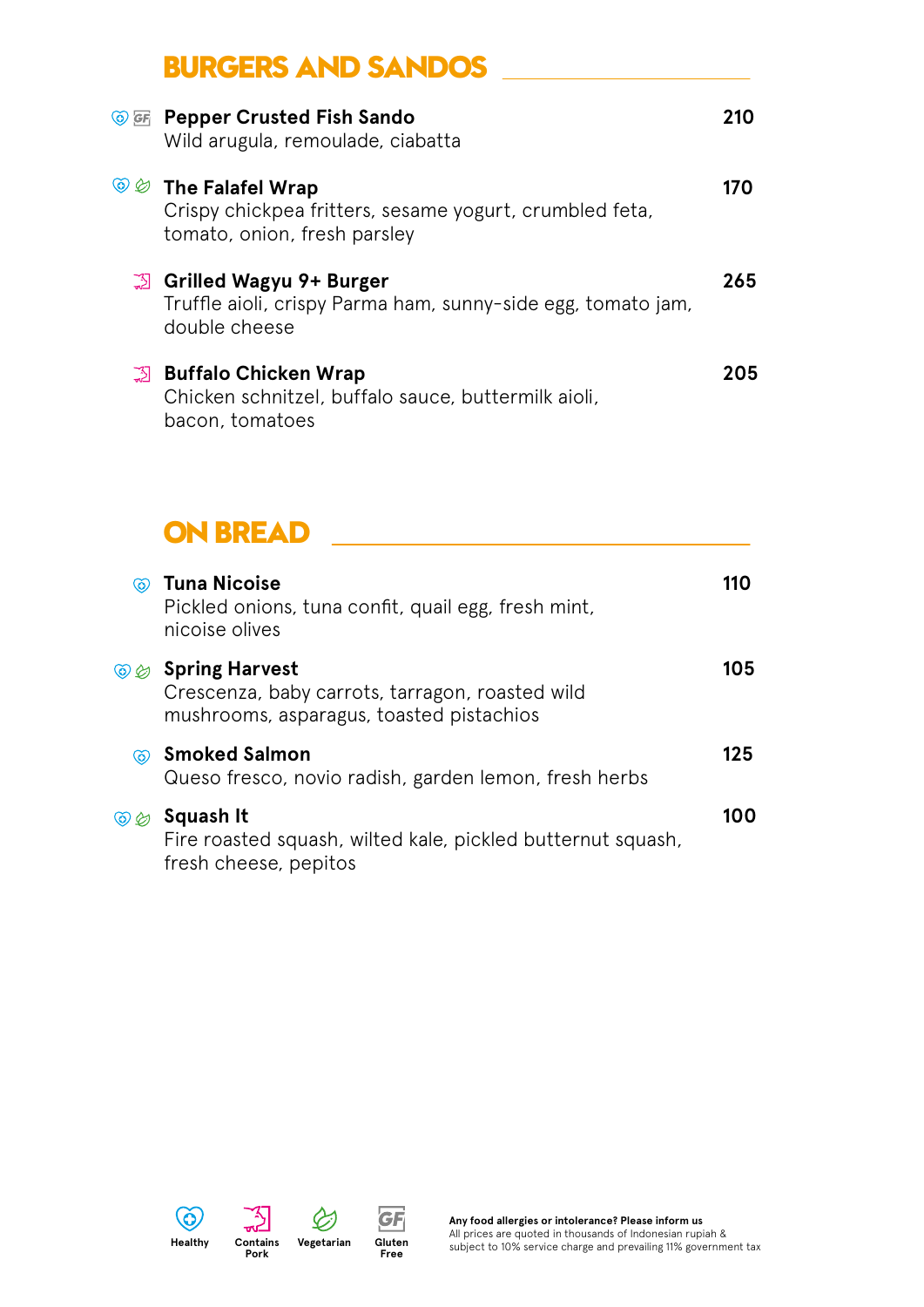## BURGERS AND SANDOS

**Pepper Crusted Fish Sando** (Healthy, Gluten Free) — **210**
Wild arugula, remoulade, ciabatta

**The Falafel Wrap** (Healthy, Vegetarian) — **170**
Crispy chickpea fritters, sesame yogurt, crumbled feta, tomato, onion, fresh parsley

**Grilled Wagyu 9+ Burger** (Contains Pork) — **265**
Truffle aioli, crispy Parma ham, sunny-side egg, tomato jam, double cheese

**Buffalo Chicken Wrap** (Contains Pork) — **205**
Chicken schnitzel, buffalo sauce, buttermilk aioli, bacon, tomatoes

## ON BREAD

**Tuna Nicoise** (Healthy) — **110**
Pickled onions, tuna confit, quail egg, fresh mint, nicoise olives

**Spring Harvest** (Healthy, Vegetarian) — **105**
Crescenza, baby carrots, tarragon, roasted wild mushrooms, asparagus, toasted pistachios

**Smoked Salmon** (Healthy) — **125**
Queso fresco, novio radish, garden lemon, fresh herbs

**Squash It** (Healthy, Vegetarian) — **100**
Fire roasted squash, wilted kale, pickled butternut squash, fresh cheese, pepitos

Healthy | Contains Pork | Vegetarian | Gluten Free

**Any food allergies or intolerance? Please inform us**
All prices are quoted in thousands of Indonesian rupiah & subject to 10% service charge and prevailing 11% government tax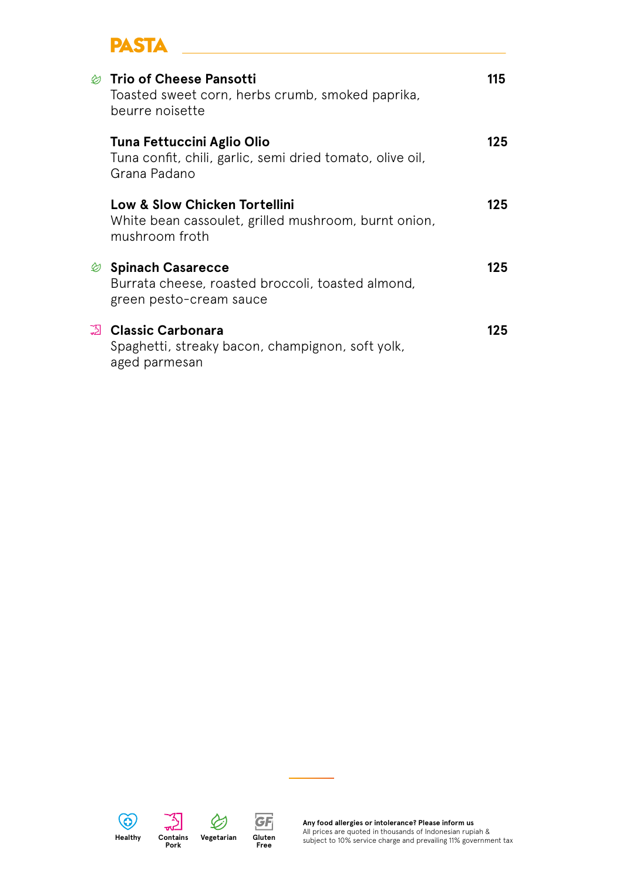## PASTA

**Trio of Cheese Pansotti** (Vegetarian) — **115**
Toasted sweet corn, herbs crumb, smoked paprika, beurre noisette

**Tuna Fettuccini Aglio Olio** — **125**
Tuna confit, chili, garlic, semi dried tomato, olive oil, Grana Padano

**Low & Slow Chicken Tortellini** — **125**
White bean cassoulet, grilled mushroom, burnt onion, mushroom froth

**Spinach Casarecce** (Vegetarian) — **125**
Burrata cheese, roasted broccoli, toasted almond, green pesto-cream sauce

**Classic Carbonara** (Contains Pork) — **125**
Spaghetti, streaky bacon, champignon, soft yolk, aged parmesan

Healthy | Contains Pork | Vegetarian | Gluten Free

**Any food allergies or intolerance? Please inform us**
All prices are quoted in thousands of Indonesian rupiah & subject to 10% service charge and prevailing 11% government tax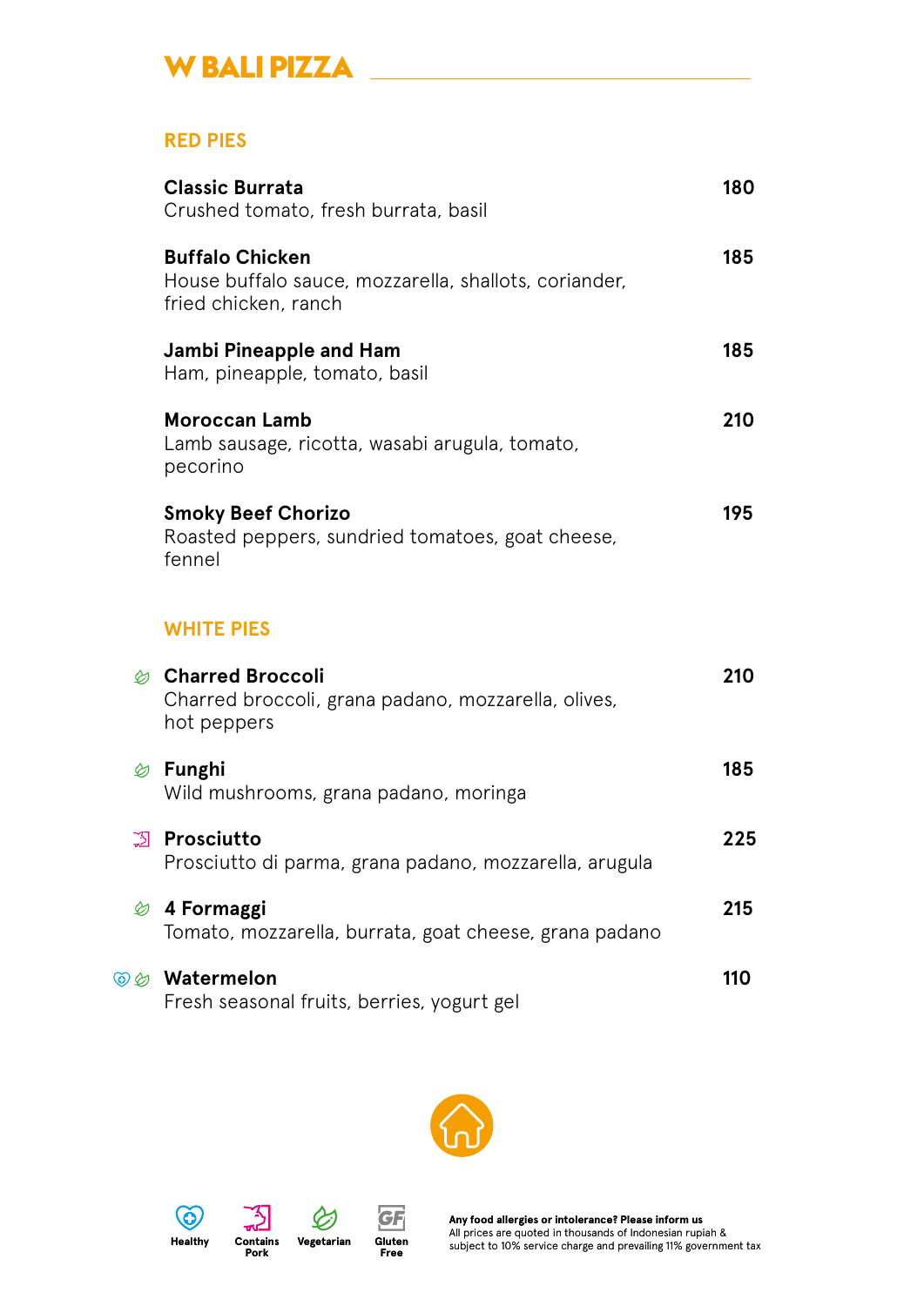# W BALI PIZZA

## RED PIES

**Classic Burrata** — 180
Crushed tomato, fresh burrata, basil

**Buffalo Chicken** — 185
House buffalo sauce, mozzarella, shallots, coriander, fried chicken, ranch

**Jambi Pineapple and Ham** — 185
Ham, pineapple, tomato, basil

**Moroccan Lamb** — 210
Lamb sausage, ricotta, wasabi arugula, tomato, pecorino

**Smoky Beef Chorizo** — 195
Roasted peppers, sundried tomatoes, goat cheese, fennel

## WHITE PIES

(Vegetarian) **Charred Broccoli** — 210
Charred broccoli, grana padano, mozzarella, olives, hot peppers

(Vegetarian) **Funghi** — 185
Wild mushrooms, grana padano, moringa

(Contains Pork) **Prosciutto** — 225
Prosciutto di parma, grana padano, mozzarella, arugula

(Vegetarian) **4 Formaggi** — 215
Tomato, mozzarella, burrata, goat cheese, grana padano

(Healthy) (Vegetarian) **Watermelon** — 110
Fresh seasonal fruits, berries, yogurt gel

Healthy | Contains Pork | Vegetarian | Gluten Free

**Any food allergies or intolerance? Please inform us**
All prices are quoted in thousands of Indonesian rupiah & subject to 10% service charge and prevailing 11% government tax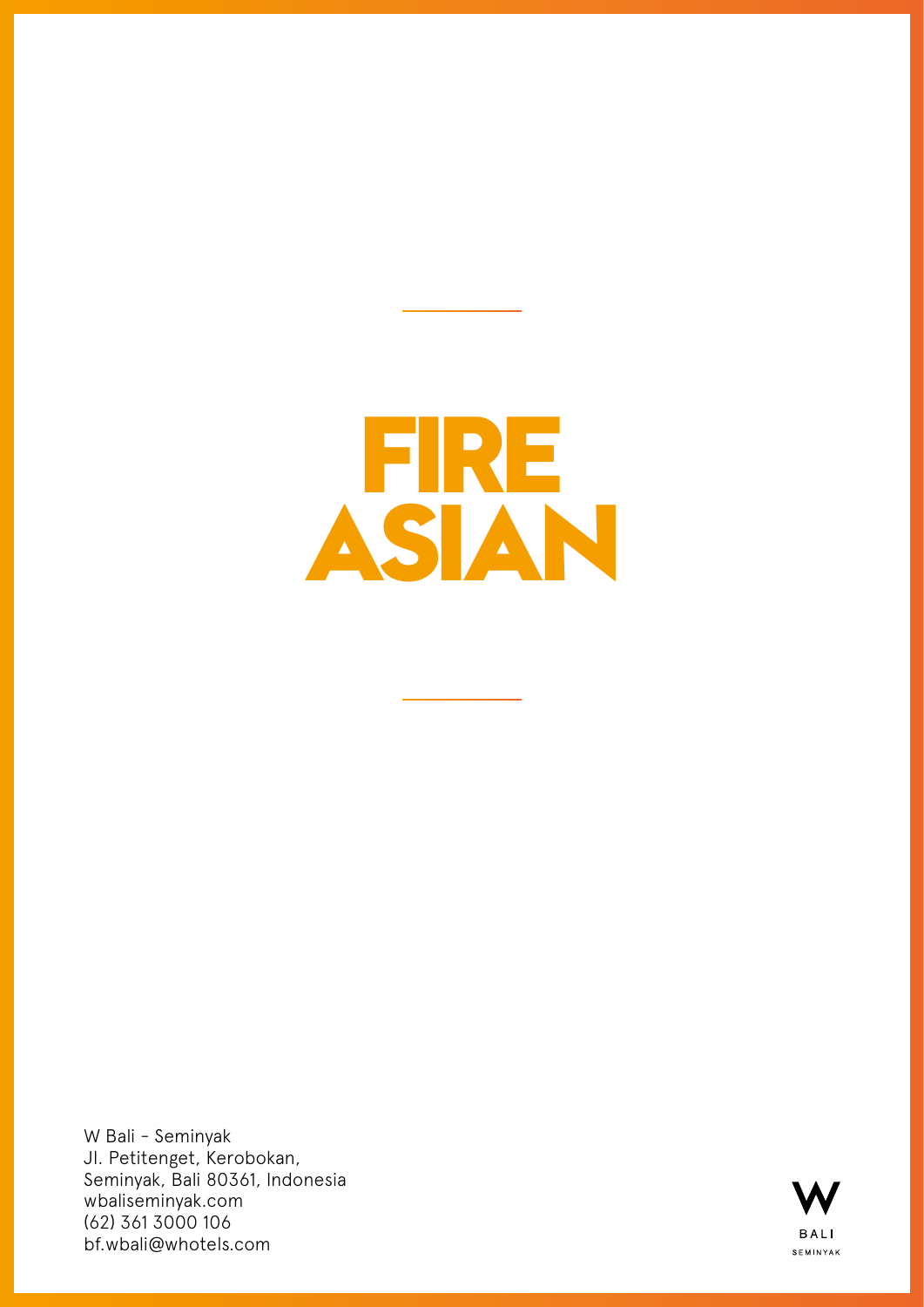# FIRE ASIAN

W Bali - Seminyak
Jl. Petitenget, Kerobokan,
Seminyak, Bali 80361, Indonesia
wbaliseminyak.com
(62) 361 3000 106
bf.wbali@whotels.com

W
BALI
SEMINYAK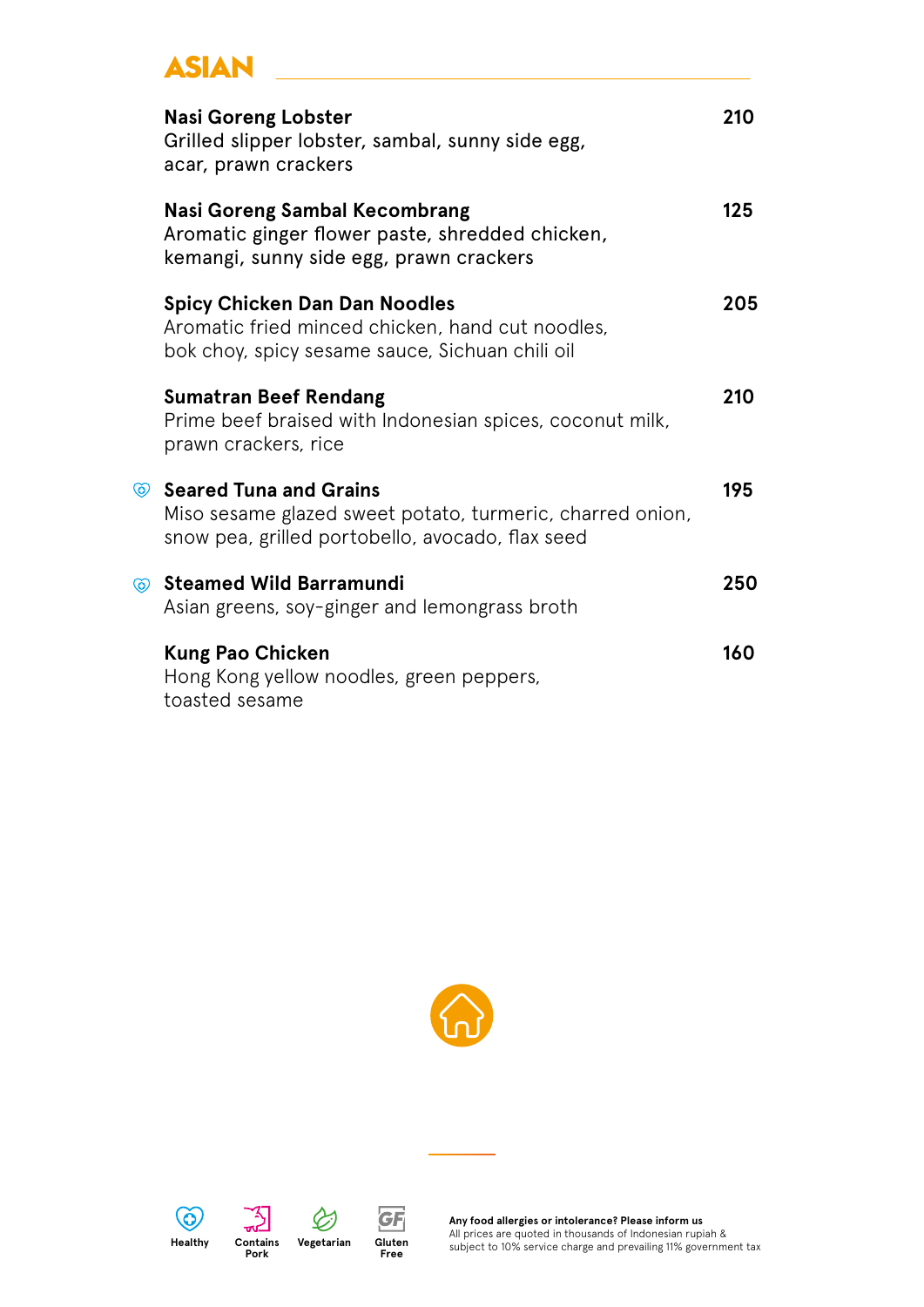# ASIAN

**Nasi Goreng Lobster** 210
Grilled slipper lobster, sambal, sunny side egg, acar, prawn crackers

**Nasi Goreng Sambal Kecombrang** 125
Aromatic ginger flower paste, shredded chicken, kemangi, sunny side egg, prawn crackers

**Spicy Chicken Dan Dan Noodles** 205
Aromatic fried minced chicken, hand cut noodles, bok choy, spicy sesame sauce, Sichuan chili oil

**Sumatran Beef Rendang** 210
Prime beef braised with Indonesian spices, coconut milk, prawn crackers, rice

**Seared Tuna and Grains** (Healthy) 195
Miso sesame glazed sweet potato, turmeric, charred onion, snow pea, grilled portobello, avocado, flax seed

**Steamed Wild Barramundi** (Healthy) 250
Asian greens, soy-ginger and lemongrass broth

**Kung Pao Chicken** 160
Hong Kong yellow noodles, green peppers, toasted sesame

Healthy | Contains Pork | Vegetarian | Gluten Free

**Any food allergies or intolerance? Please inform us**
All prices are quoted in thousands of Indonesian rupiah & subject to 10% service charge and prevailing 11% government tax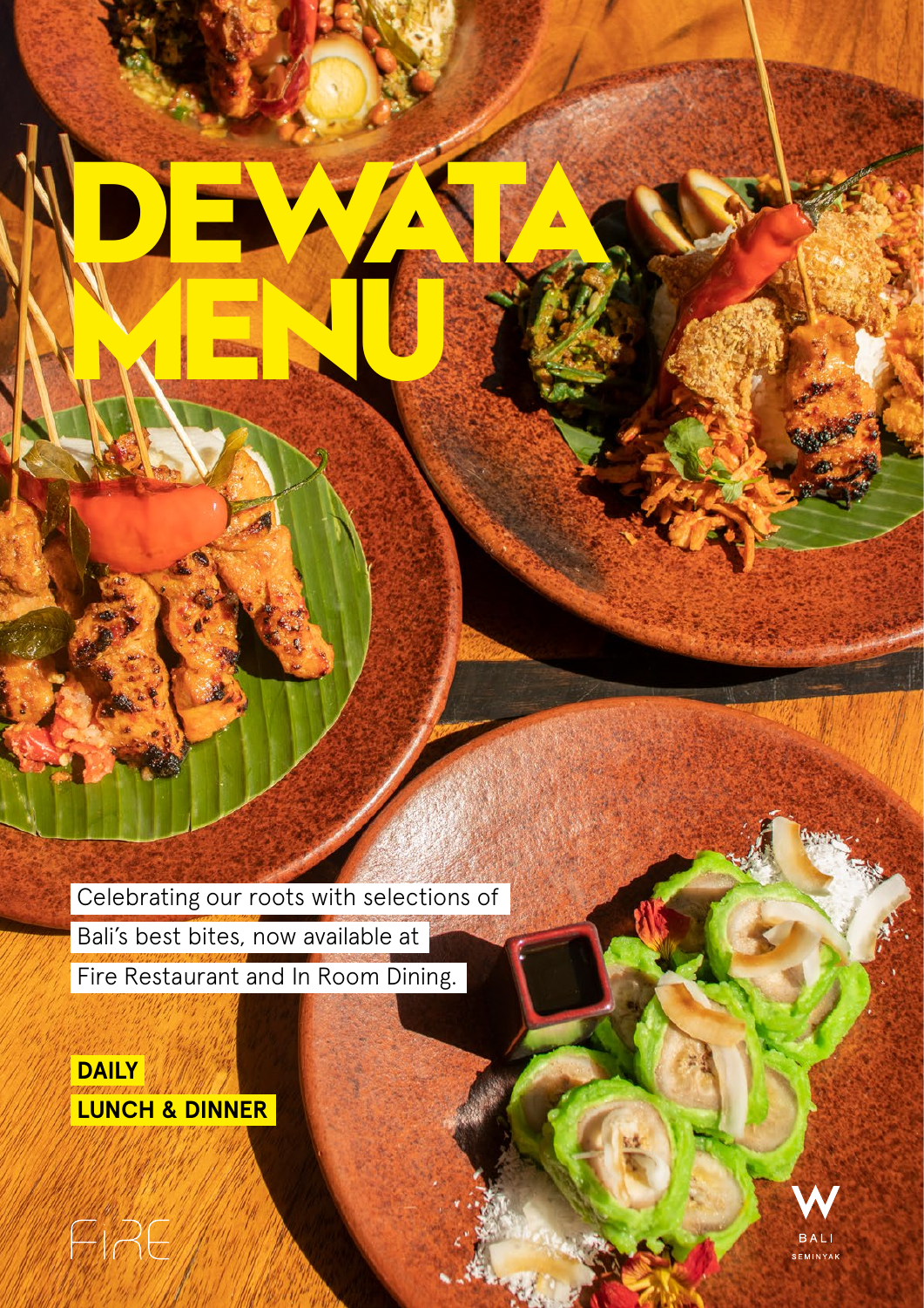# DEWATA MENU

Celebrating our roots with selections of Bali's best bites, now available at Fire Restaurant and In Room Dining.

**DAILY**
**LUNCH & DINNER**

FIRE

W BALI SEMINYAK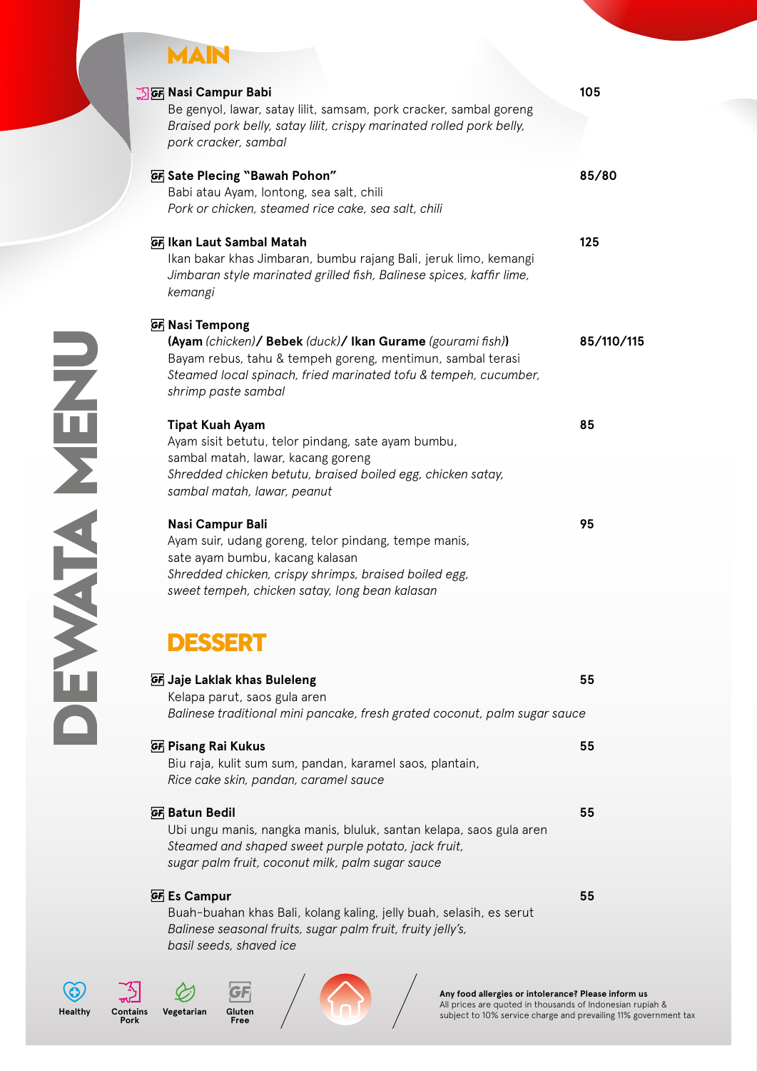# DEWATA MENU

## MAIN

**Nasi Campur Babi** (Contains Pork, GF) — 105
Be genyol, lawar, satay lilit, samsam, pork cracker, sambal goreng
*Braised pork belly, satay lilit, crispy marinated rolled pork belly, pork cracker, sambal*

**Sate Plecing "Bawah Pohon"** (GF) — 85/80
Babi atau Ayam, lontong, sea salt, chili
*Pork or chicken, steamed rice cake, sea salt, chili*

**Ikan Laut Sambal Matah** (GF) — 125
Ikan bakar khas Jimbaran, bumbu rajang Bali, jeruk limo, kemangi
*Jimbaran style marinated grilled fish, Balinese spices, kaffir lime, kemangi*

**Nasi Tempong** (GF)
**(Ayam** *(chicken)* **/ Bebek** *(duck)* **/ Ikan Gurame** *(gourami fish)***)** — 85/110/115
Bayam rebus, tahu & tempeh goreng, mentimun, sambal terasi
*Steamed local spinach, fried marinated tofu & tempeh, cucumber, shrimp paste sambal*

**Tipat Kuah Ayam** — 85
Ayam sisit betutu, telor pindang, sate ayam bumbu, sambal matah, lawar, kacang goreng
*Shredded chicken betutu, braised boiled egg, chicken satay, sambal matah, lawar, peanut*

**Nasi Campur Bali** — 95
Ayam suir, udang goreng, telor pindang, tempe manis, sate ayam bumbu, kacang kalasan
*Shredded chicken, crispy shrimps, braised boiled egg, sweet tempeh, chicken satay, long bean kalasan*

## DESSERT

**Jaje Laklak khas Buleleng** (GF) — 55
Kelapa parut, saos gula aren
*Balinese traditional mini pancake, fresh grated coconut, palm sugar sauce*

**Pisang Rai Kukus** (GF) — 55
Biu raja, kulit sum sum, pandan, karamel saos, plantain,
*Rice cake skin, pandan, caramel sauce*

**Batun Bedil** (GF) — 55
Ubi ungu manis, nangka manis, bluluk, santan kelapa, saos gula aren
*Steamed and shaped sweet purple potato, jack fruit, sugar palm fruit, coconut milk, palm sugar sauce*

**Es Campur** (GF) — 55
Buah-buahan khas Bali, kolang kaling, jelly buah, selasih, es serut
*Balinese seasonal fruits, sugar palm fruit, fruity jelly's, basil seeds, shaved ice*

Healthy | Contains Pork | Vegetarian | GF Gluten Free

**Any food allergies or intolerance? Please inform us**
All prices are quoted in thousands of Indonesian rupiah & subject to 10% service charge and prevailing 11% government tax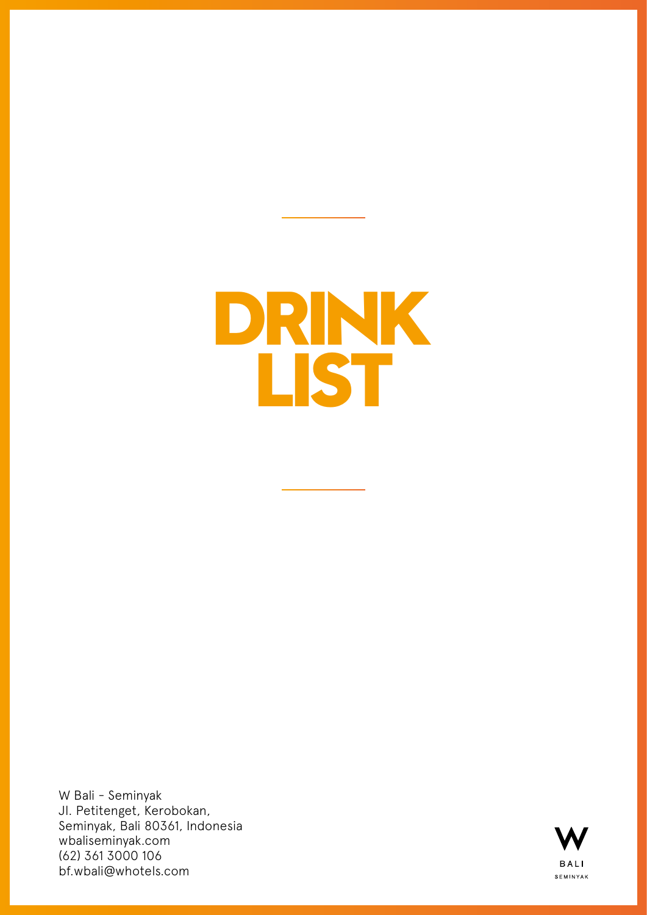# DRINK LIST

W Bali - Seminyak
Jl. Petitenget, Kerobokan,
Seminyak, Bali 80361, Indonesia
wbaliseminyak.com
(62) 361 3000 106
bf.wbali@whotels.com

W
BALI
SEMINYAK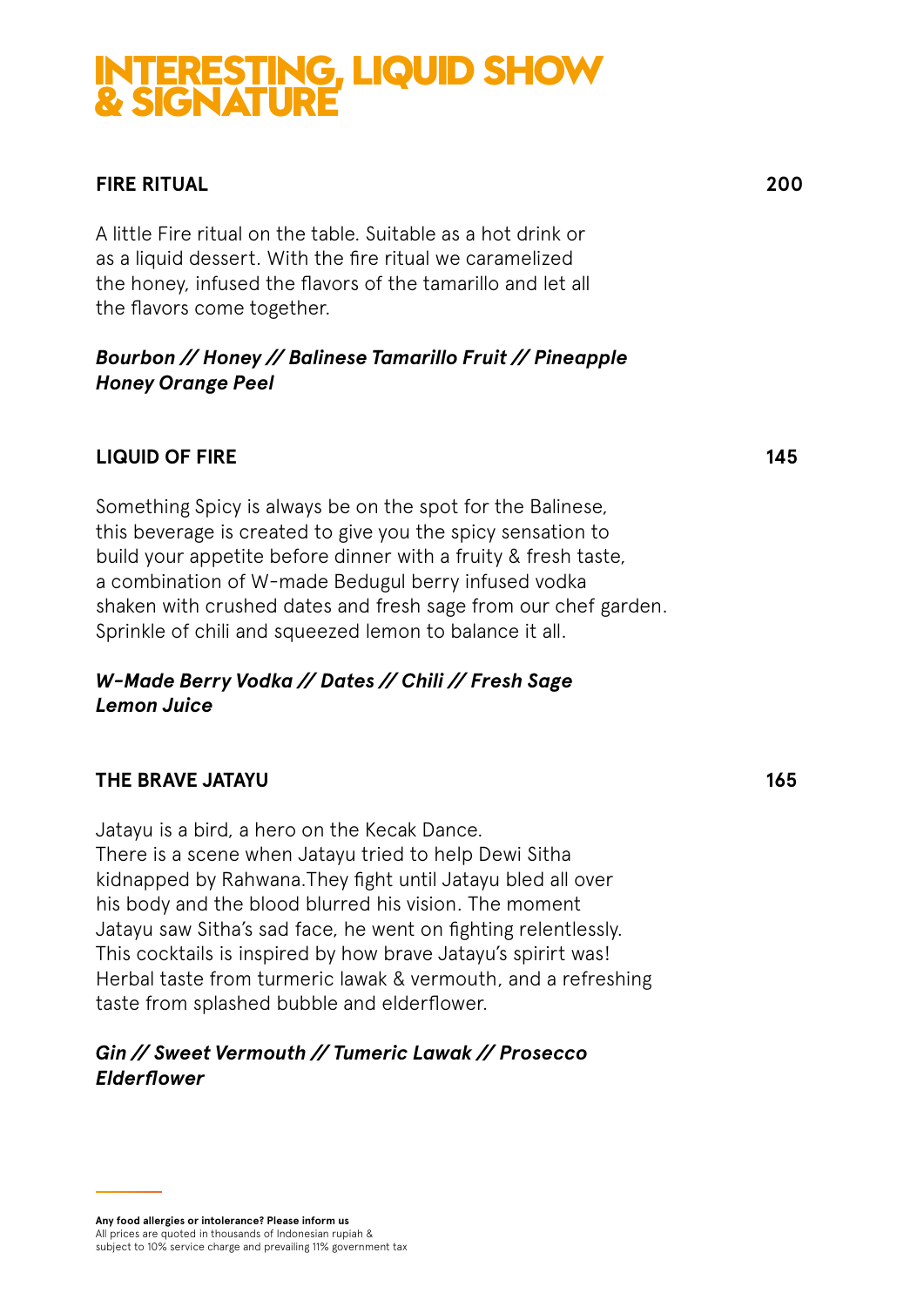# INTERESTING, LIQUID SHOW & SIGNATURE

### FIRE RITUAL 200

A little Fire ritual on the table. Suitable as a hot drink or as a liquid dessert. With the fire ritual we caramelized the honey, infused the flavors of the tamarillo and let all the flavors come together.

***Bourbon // Honey // Balinese Tamarillo Fruit // Pineapple Honey Orange Peel***

### LIQUID OF FIRE 145

Something Spicy is always be on the spot for the Balinese, this beverage is created to give you the spicy sensation to build your appetite before dinner with a fruity & fresh taste, a combination of W-made Bedugul berry infused vodka shaken with crushed dates and fresh sage from our chef garden. Sprinkle of chili and squeezed lemon to balance it all.

***W-Made Berry Vodka // Dates // Chili // Fresh Sage Lemon Juice***

### THE BRAVE JATAYU 165

Jatayu is a bird, a hero on the Kecak Dance.
There is a scene when Jatayu tried to help Dewi Sitha kidnapped by Rahwana.They fight until Jatayu bled all over his body and the blood blurred his vision. The moment Jatayu saw Sitha's sad face, he went on fighting relentlessly. This cocktails is inspired by how brave Jatayu's spirirt was! Herbal taste from turmeric lawak & vermouth, and a refreshing taste from splashed bubble and elderflower.

***Gin // Sweet Vermouth // Tumeric Lawak // Prosecco Elderflower***

---

**Any food allergies or intolerance? Please inform us**
All prices are quoted in thousands of Indonesian rupiah & subject to 10% service charge and prevailing 11% government tax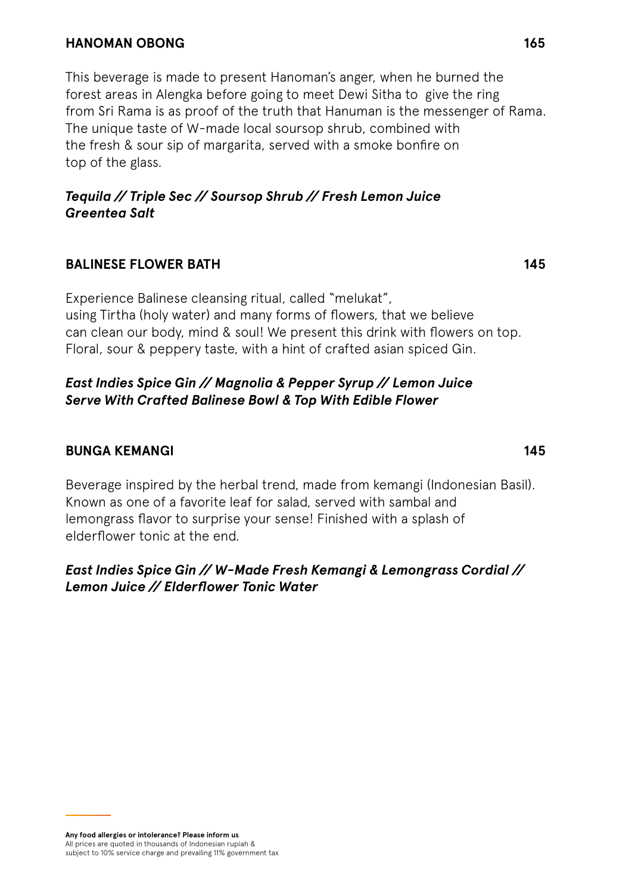### HANOMAN OBONG — 165

This beverage is made to present Hanoman's anger, when he burned the forest areas in Alengka before going to meet Dewi Sitha to give the ring from Sri Rama is as proof of the truth that Hanuman is the messenger of Rama. The unique taste of W-made local soursop shrub, combined with the fresh & sour sip of margarita, served with a smoke bonfire on top of the glass.

***Tequila // Triple Sec // Soursop Shrub // Fresh Lemon Juice***
***Greentea Salt***

### BALINESE FLOWER BATH — 145

Experience Balinese cleansing ritual, called "melukat", using Tirtha (holy water) and many forms of flowers, that we believe can clean our body, mind & soul! We present this drink with flowers on top. Floral, sour & peppery taste, with a hint of crafted asian spiced Gin.

***East Indies Spice Gin // Magnolia & Pepper Syrup // Lemon Juice***
***Serve With Crafted Balinese Bowl & Top With Edible Flower***

### BUNGA KEMANGI — 145

Beverage inspired by the herbal trend, made from kemangi (Indonesian Basil). Known as one of a favorite leaf for salad, served with sambal and lemongrass flavor to surprise your sense! Finished with a splash of elderflower tonic at the end.

***East Indies Spice Gin // W-Made Fresh Kemangi & Lemongrass Cordial // Lemon Juice // Elderflower Tonic Water***

**Any food allergies or intolerance? Please inform us**
All prices are quoted in thousands of Indonesian rupiah & subject to 10% service charge and prevailing 11% government tax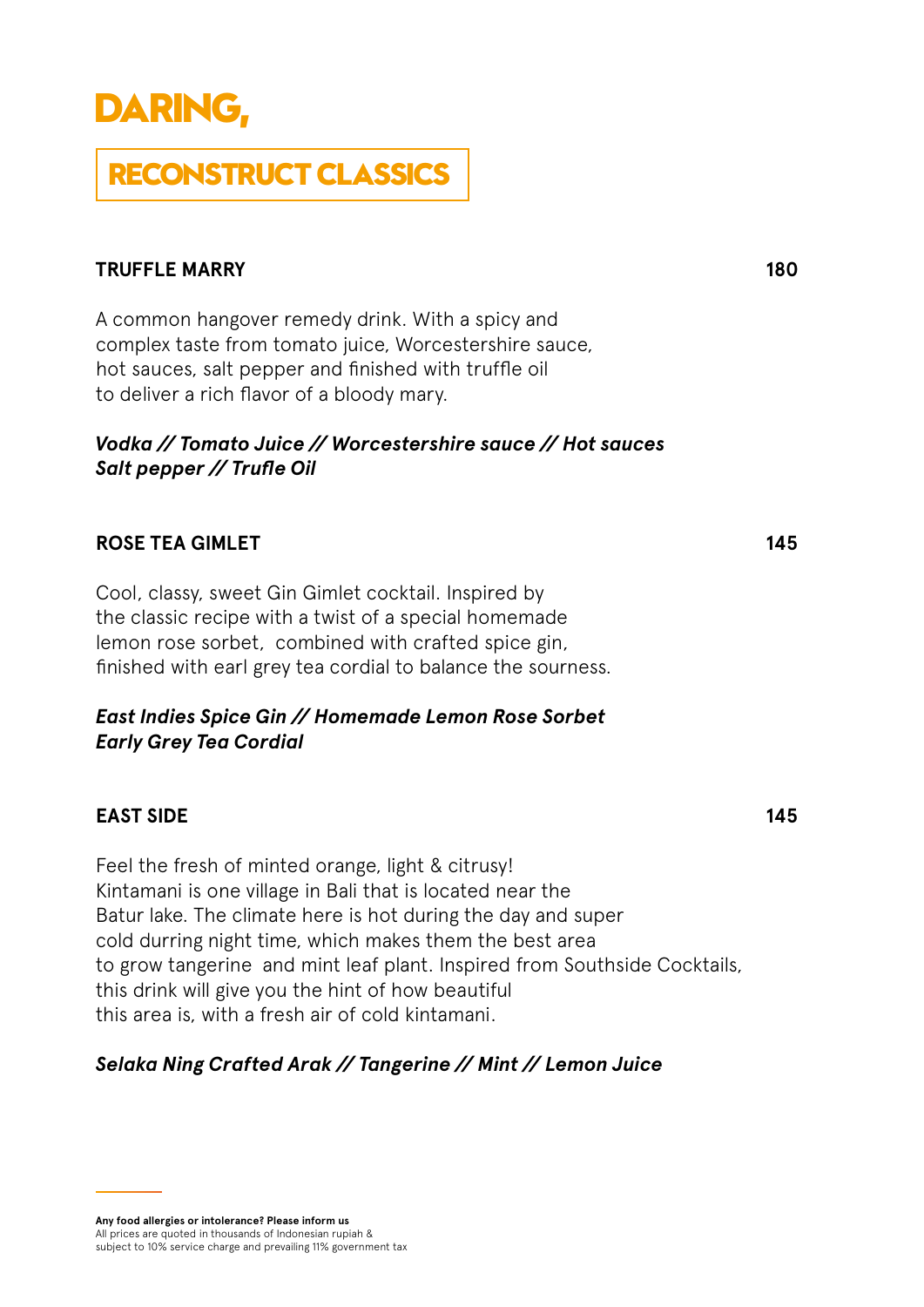# DARING,

## RECONSTRUCT CLASSICS

### TRUFFLE MARRY — 180

A common hangover remedy drink. With a spicy and
complex taste from tomato juice, Worcestershire sauce,
hot sauces, salt pepper and finished with truffle oil
to deliver a rich flavor of a bloody mary.

***Vodka // Tomato Juice // Worcestershire sauce // Hot sauces***
***Salt pepper // Trufle Oil***

### ROSE TEA GIMLET — 145

Cool, classy, sweet Gin Gimlet cocktail. Inspired by
the classic recipe with a twist of a special homemade
lemon rose sorbet, combined with crafted spice gin,
finished with earl grey tea cordial to balance the sourness.

***East Indies Spice Gin // Homemade Lemon Rose Sorbet***
***Early Grey Tea Cordial***

### EAST SIDE — 145

Feel the fresh of minted orange, light & citrusy!
Kintamani is one village in Bali that is located near the
Batur lake. The climate here is hot during the day and super
cold durring night time, which makes them the best area
to grow tangerine and mint leaf plant. Inspired from Southside Cocktails,
this drink will give you the hint of how beautiful
this area is, with a fresh air of cold kintamani.

***Selaka Ning Crafted Arak // Tangerine // Mint // Lemon Juice***

---

**Any food allergies or intolerance? Please inform us**
All prices are quoted in thousands of Indonesian rupiah &
subject to 10% service charge and prevailing 11% government tax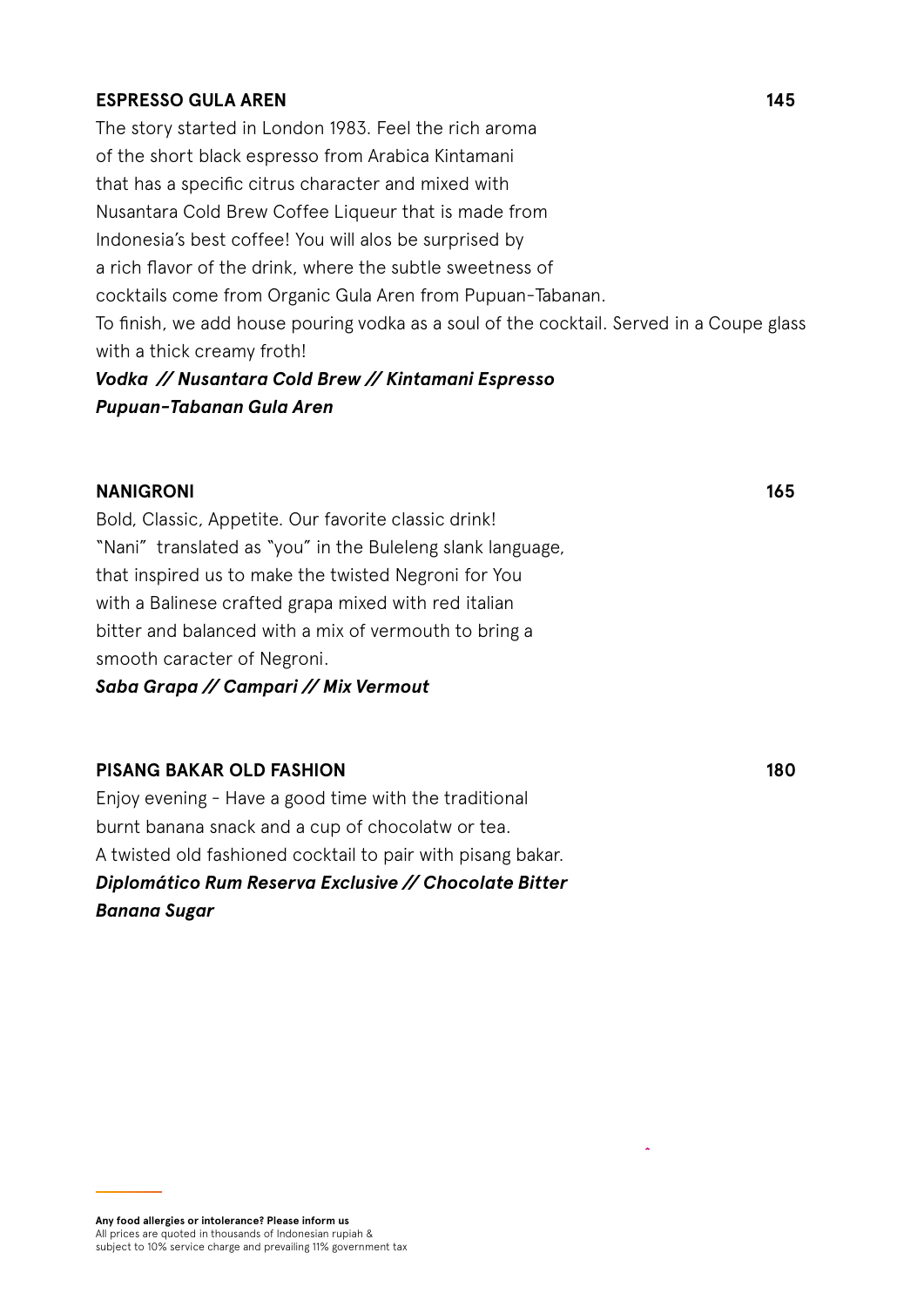### ESPRESSO GULA AREN 145

The story started in London 1983. Feel the rich aroma of the short black espresso from Arabica Kintamani that has a specific citrus character and mixed with Nusantara Cold Brew Coffee Liqueur that is made from Indonesia's best coffee! You will alos be surprised by a rich flavor of the drink, where the subtle sweetness of cocktails come from Organic Gula Aren from Pupuan-Tabanan.
To finish, we add house pouring vodka as a soul of the cocktail. Served in a Coupe glass with a thick creamy froth!

***Vodka // Nusantara Cold Brew // Kintamani Espresso***
***Pupuan-Tabanan Gula Aren***

### NANIGRONI 165

Bold, Classic, Appetite. Our favorite classic drink!
"Nani" translated as "you" in the Buleleng slank language, that inspired us to make the twisted Negroni for You with a Balinese crafted grapa mixed with red italian bitter and balanced with a mix of vermouth to bring a smooth caracter of Negroni.

***Saba Grapa // Campari // Mix Vermout***

### PISANG BAKAR OLD FASHION 180

Enjoy evening - Have a good time with the traditional burnt banana snack and a cup of chocolatw or tea.
A twisted old fashioned cocktail to pair with pisang bakar.

***Diplomático Rum Reserva Exclusive // Chocolate Bitter***
***Banana Sugar***

**Any food allergies or intolerance? Please inform us**
All prices are quoted in thousands of Indonesian rupiah &
subject to 10% service charge and prevailing 11% government tax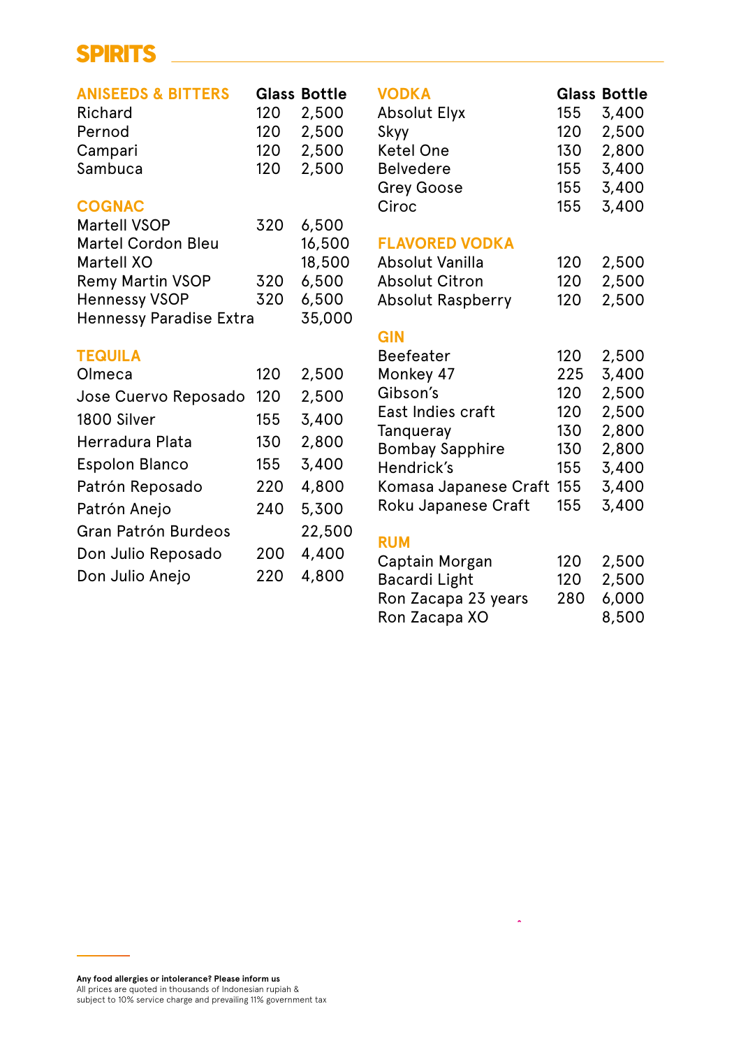# SPIRITS

## ANISEEDS & BITTERS

| ANISEEDS & BITTERS | Glass | Bottle |
| --- | --- | --- |
| Richard | 120 | 2,500 |
| Pernod | 120 | 2,500 |
| Campari | 120 | 2,500 |
| Sambuca | 120 | 2,500 |

## COGNAC

| COGNAC | Glass | Bottle |
| --- | --- | --- |
| Martell VSOP | 320 | 6,500 |
| Martel Cordon Bleu | | 16,500 |
| Martell XO | | 18,500 |
| Remy Martin VSOP | 320 | 6,500 |
| Hennessy VSOP | 320 | 6,500 |
| Hennessy Paradise Extra | | 35,000 |

## TEQUILA

| TEQUILA | Glass | Bottle |
| --- | --- | --- |
| Olmeca | 120 | 2,500 |
| Jose Cuervo Reposado | 120 | 2,500 |
| 1800 Silver | 155 | 3,400 |
| Herradura Plata | 130 | 2,800 |
| Espolon Blanco | 155 | 3,400 |
| Patrón Reposado | 220 | 4,800 |
| Patrón Anejo | 240 | 5,300 |
| Gran Patrón Burdeos | | 22,500 |
| Don Julio Reposado | 200 | 4,400 |
| Don Julio Anejo | 220 | 4,800 |

## VODKA

| VODKA | Glass | Bottle |
| --- | --- | --- |
| Absolut Elyx | 155 | 3,400 |
| Skyy | 120 | 2,500 |
| Ketel One | 130 | 2,800 |
| Belvedere | 155 | 3,400 |
| Grey Goose | 155 | 3,400 |
| Ciroc | 155 | 3,400 |

## FLAVORED VODKA

| FLAVORED VODKA | Glass | Bottle |
| --- | --- | --- |
| Absolut Vanilla | 120 | 2,500 |
| Absolut Citron | 120 | 2,500 |
| Absolut Raspberry | 120 | 2,500 |

## GIN

| GIN | Glass | Bottle |
| --- | --- | --- |
| Beefeater | 120 | 2,500 |
| Monkey 47 | 225 | 3,400 |
| Gibson's | 120 | 2,500 |
| East Indies craft | 120 | 2,500 |
| Tanqueray | 130 | 2,800 |
| Bombay Sapphire | 130 | 2,800 |
| Hendrick's | 155 | 3,400 |
| Komasa Japanese Craft | 155 | 3,400 |
| Roku Japanese Craft | 155 | 3,400 |

## RUM

| RUM | Glass | Bottle |
| --- | --- | --- |
| Captain Morgan | 120 | 2,500 |
| Bacardi Light | 120 | 2,500 |
| Ron Zacapa 23 years | 280 | 6,000 |
| Ron Zacapa XO | | 8,500 |

**Any food allergies or intolerance? Please inform us**
All prices are quoted in thousands of Indonesian rupiah &
subject to 10% service charge and prevailing 11% government tax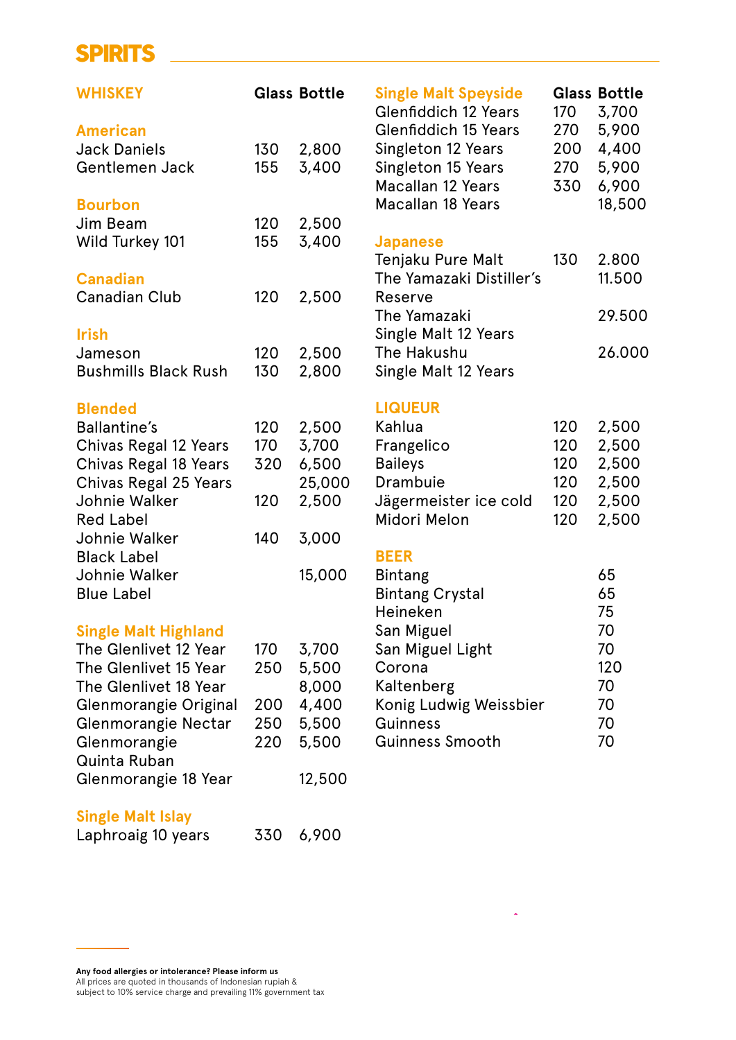# SPIRITS

## WHISKEY

| | Glass | Bottle |
|---|---|---|
| **American** | | |
| Jack Daniels | 130 | 2,800 |
| Gentlemen Jack | 155 | 3,400 |
| **Bourbon** | | |
| Jim Beam | 120 | 2,500 |
| Wild Turkey 101 | 155 | 3,400 |
| **Canadian** | | |
| Canadian Club | 120 | 2,500 |
| **Irish** | | |
| Jameson | 120 | 2,500 |
| Bushmills Black Rush | 130 | 2,800 |
| **Blended** | | |
| Ballantine's | 120 | 2,500 |
| Chivas Regal 12 Years | 170 | 3,700 |
| Chivas Regal 18 Years | 320 | 6,500 |
| Chivas Regal 25 Years | | 25,000 |
| Johnie Walker Red Label | 120 | 2,500 |
| Johnie Walker Black Label | 140 | 3,000 |
| Johnie Walker Blue Label | | 15,000 |
| **Single Malt Highland** | | |
| The Glenlivet 12 Year | 170 | 3,700 |
| The Glenlivet 15 Year | 250 | 5,500 |
| The Glenlivet 18 Year | | 8,000 |
| Glenmorangie Original | 200 | 4,400 |
| Glenmorangie Nectar | 250 | 5,500 |
| Glenmorangie Quinta Ruban | 220 | 5,500 |
| Glenmorangie 18 Year | | 12,500 |
| **Single Malt Islay** | | |
| Laphroaig 10 years | 330 | 6,900 |
| **Single Malt Speyside** | | |
| Glenfiddich 12 Years | 170 | 3,700 |
| Glenfiddich 15 Years | 270 | 5,900 |
| Singleton 12 Years | 200 | 4,400 |
| Singleton 15 Years | 270 | 5,900 |
| Macallan 12 Years | 330 | 6,900 |
| Macallan 18 Years | | 18,500 |
| **Japanese** | | |
| Tenjaku Pure Malt | 130 | 2.800 |
| The Yamazaki Distiller's Reserve | | 11.500 |
| The Yamazaki Single Malt 12 Years | | 29.500 |
| The Hakushu Single Malt 12 Years | | 26.000 |

## LIQUEUR

| | Glass | Bottle |
|---|---|---|
| Kahlua | 120 | 2,500 |
| Frangelico | 120 | 2,500 |
| Baileys | 120 | 2,500 |
| Drambuie | 120 | 2,500 |
| Jägermeister ice cold | 120 | 2,500 |
| Midori Melon | 120 | 2,500 |

## BEER

| | Bottle |
|---|---|
| Bintang | 65 |
| Bintang Crystal | 65 |
| Heineken | 75 |
| San Miguel | 70 |
| San Miguel Light | 70 |
| Corona | 120 |
| Kaltenberg | 70 |
| Konig Ludwig Weissbier | 70 |
| Guinness | 70 |
| Guinness Smooth | 70 |

**Any food allergies or intolerance? Please inform us**
All prices are quoted in thousands of Indonesian rupiah &
subject to 10% service charge and prevailing 11% government tax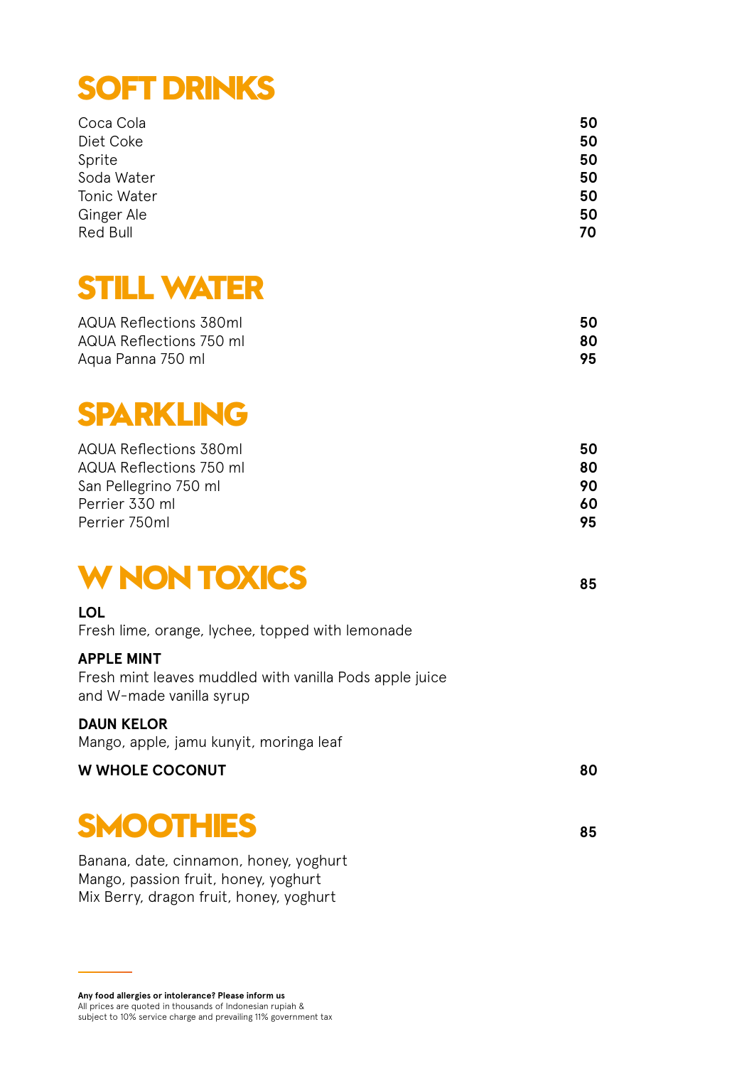# SOFT DRINKS

| Item | Price |
| --- | --- |
| Coca Cola | **50** |
| Diet Coke | **50** |
| Sprite | **50** |
| Soda Water | **50** |
| Tonic Water | **50** |
| Ginger Ale | **50** |
| Red Bull | **70** |

# STILL WATER

| Item | Price |
| --- | --- |
| AQUA Reflections 380ml | **50** |
| AQUA Reflections 750 ml | **80** |
| Aqua Panna 750 ml | **95** |

# SPARKLING

| Item | Price |
| --- | --- |
| AQUA Reflections 380ml | **50** |
| AQUA Reflections 750 ml | **80** |
| San Pellegrino 750 ml | **90** |
| Perrier 330 ml | **60** |
| Perrier 750ml | **95** |

# W NON TOXICS **85**

**LOL**
Fresh lime, orange, lychee, topped with lemonade

**APPLE MINT**
Fresh mint leaves muddled with vanilla Pods apple juice and W-made vanilla syrup

**DAUN KELOR**
Mango, apple, jamu kunyit, moringa leaf

**W WHOLE COCONUT** **80**

# SMOOTHIES **85**

Banana, date, cinnamon, honey, yoghurt
Mango, passion fruit, honey, yoghurt
Mix Berry, dragon fruit, honey, yoghurt

---

**Any food allergies or intolerance? Please inform us**
All prices are quoted in thousands of Indonesian rupiah & subject to 10% service charge and prevailing 11% government tax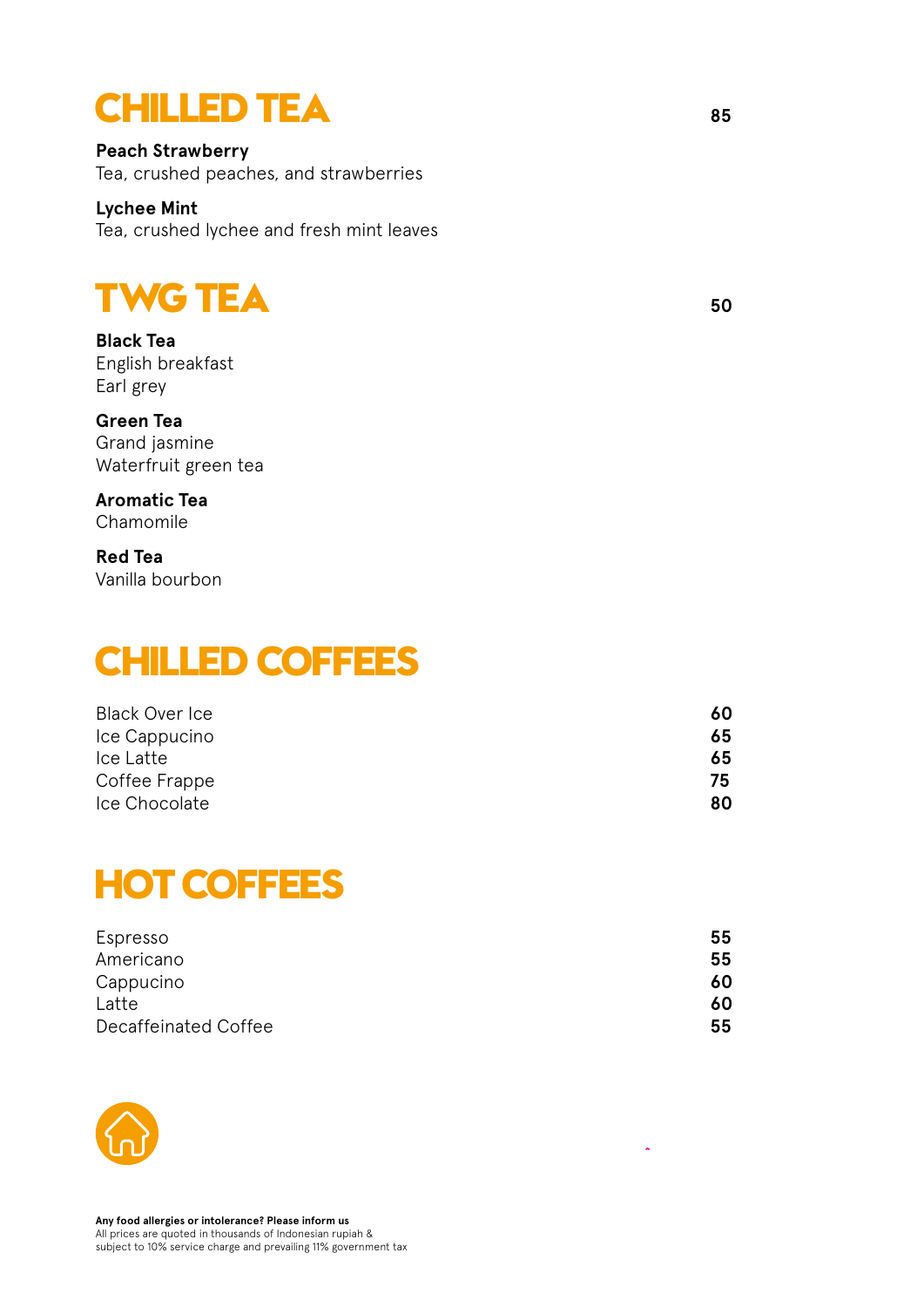## CHILLED TEA

85

**Peach Strawberry**
Tea, crushed peaches, and strawberries

**Lychee Mint**
Tea, crushed lychee and fresh mint leaves

## TWG TEA

50

**Black Tea**
English breakfast
Earl grey

**Green Tea**
Grand jasmine
Waterfruit green tea

**Aromatic Tea**
Chamomile

**Red Tea**
Vanilla bourbon

## CHILLED COFFEES

| | |
|---|---|
| Black Over Ice | **60** |
| Ice Cappucino | **65** |
| Ice Latte | **65** |
| Coffee Frappe | **75** |
| Ice Chocolate | **80** |

## HOT COFFEES

| | |
|---|---|
| Espresso | **55** |
| Americano | **55** |
| Cappucino | **60** |
| Latte | **60** |
| Decaffeinated Coffee | **55** |

**Any food allergies or intolerance? Please inform us**
All prices are quoted in thousands of Indonesian rupiah &
subject to 10% service charge and prevailing 11% government tax